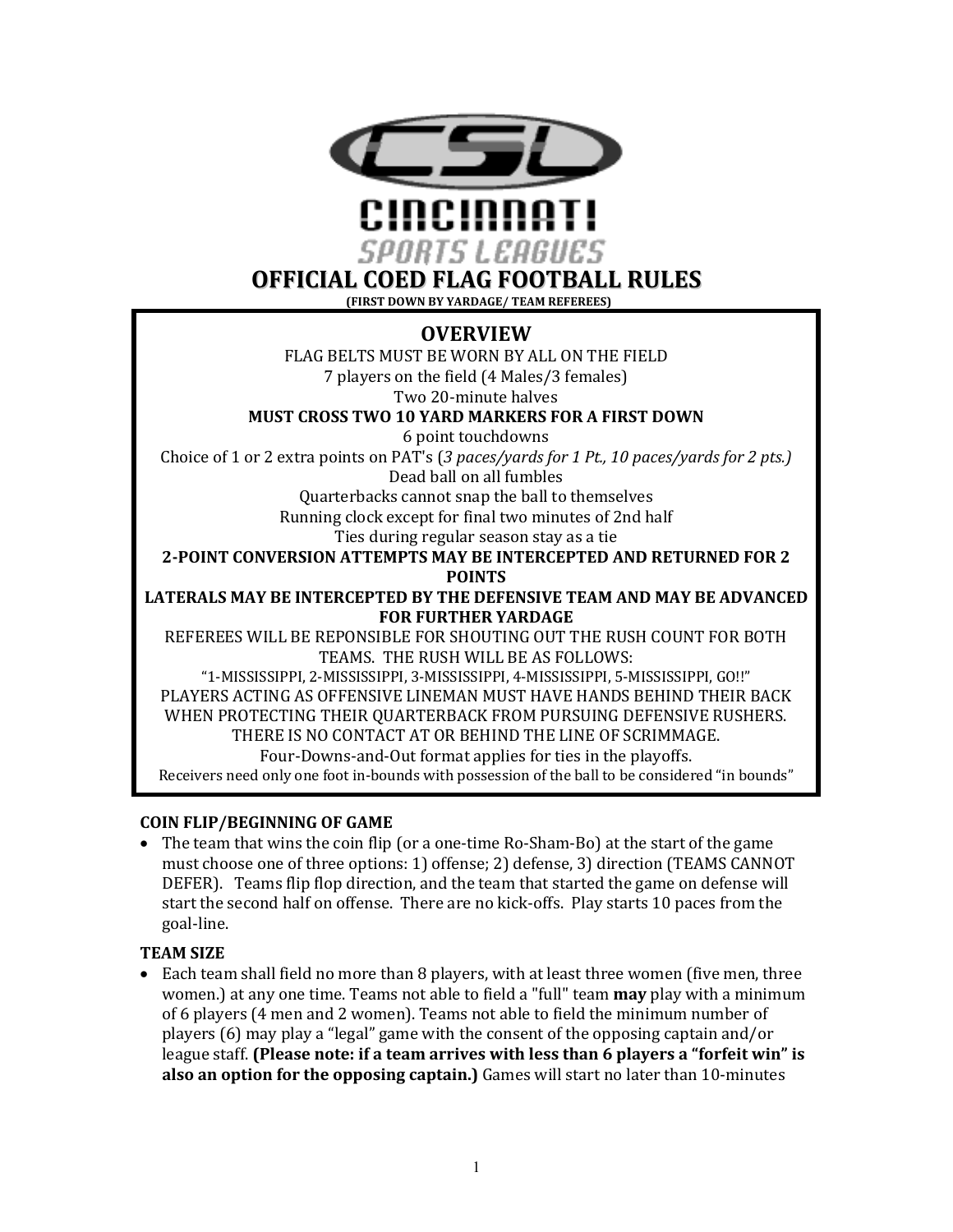CINCINNATI

SPORTS LEAGUES

# OFFICIAL COED FLAG FOOTBALL RULES

**(FIRST DOWN BY YARDAGE/ TEAM REFEREES)**

## OVERVIEW

FLAG BELTS MUST BE WORN BY ALL ON THE FIELD

7 players on the field (4 Males/3 females)

Two 20-minute halves

**MUST CROSS TWO 10 YARD MARKERS FOR A FIRST DOWN**

6 point touchdowns

Choice of 1 or 2 extra points on PAT's (*3 paces/yards for 1 Pt., 10 paces/yards for 2 pts.)*

Dead ball on all fumbles

Quarterbacks cannot snap the ball to themselves

Running clock except for final two minutes of 2nd half

Ties during regular season stay as a tie

**2-POINT CONVERSION ATTEMPTS MAY BE INTERCEPTED AND RETURNED FOR 2 POINTS**

**LATERALS MAY BE INTERCEPTED BY THE DEFENSIVE TEAM AND MAY BE ADVANCED FOR FURTHER YARDAGE**

REFEREES WILL BE REPONSIBLE FOR SHOUTING OUT THE RUSH COUNT FOR BOTH TEAMS. THE RUSH WILL BE AS FOLLOWS:

"1-MISSISSIPPI, 2-MISSISSIPPI, 3-MISSISSIPPI, 4-MISSISSIPPI, 5-MISSISSIPPI, GO!!"

PLAYERS ACTING AS OFFENSIVE LINEMAN MUST HAVE HANDS BEHIND THEIR BACK WHEN PROTECTING THEIR QUARTERBACK FROM PURSUING DEFENSIVE RUSHERS.

THERE IS NO CONTACT AT OR BEHIND THE LINE OF SCRIMMAGE.

Four-Downs-and-Out format applies for ties in the playoffs.

Receivers need only one foot in-bounds with possession of the ball to be considered "in bounds"

### COIN FLIP/BEGINNING OF GAME

- The team that wins the coin flip (or a one-time Ro-Sham-Bo) at the start of the game must choose one of three options: 1) offense; 2) defense, 3) direction (TEAMS CANNOT DEFER). Teams flip flop direction, and the team that started the game on defense will start the second half on offense. There are no kick-offs. Play starts 10 paces from the goal-line.

### TEAM SIZE

- Each team shall field no more than 8 players, with at least three women (five men, three women.) at any one time. Teams not able to field a "full" team **may** play with a minimum of 6 players (4 men and 2 women). Teams not able to field the minimum number of players (6) may play a "legal" game with the consent of the opposing captain and/or league staff. **(Please note: if a team arrives with less than 6 players a "forfeit win" is also an option for the opposing captain.)** Games will start no later than 10-minutes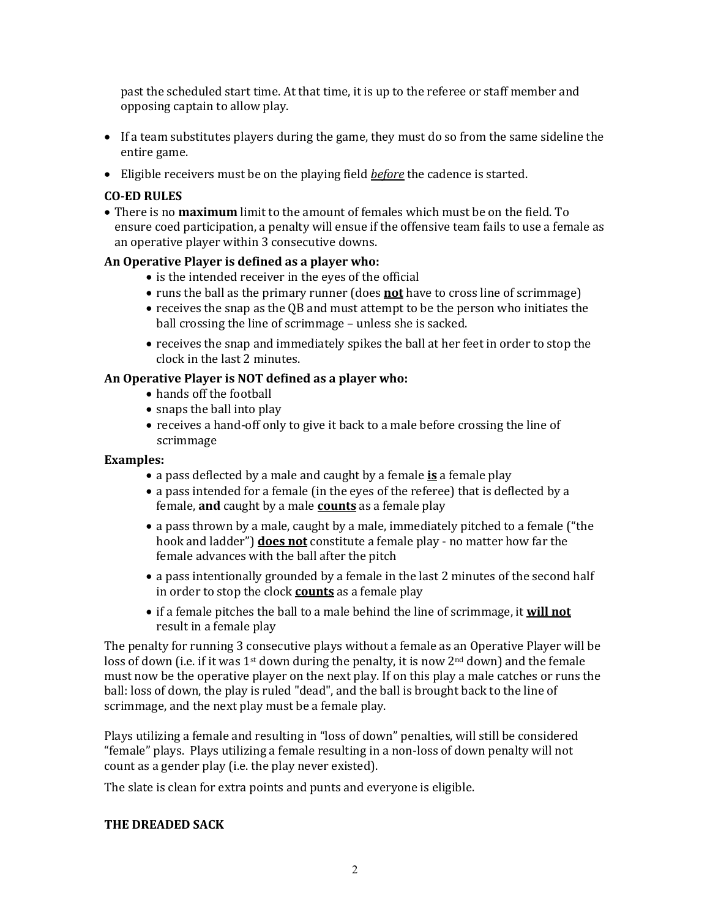past the scheduled start time. At that time, it is up to the referee or staff member and opposing captain to allow play.

- If a team substitutes players during the game, they must do so from the same sideline the entire game.
- Eligible receivers must be on the playing field ***before*** the cadence is started.

**CO-ED RULES**

- There is no **maximum** limit to the amount of females which must be on the field. To ensure coed participation, a penalty will ensue if the offensive team fails to use a female as an operative player within 3 consecutive downs.

**An Operative Player is defined as a player who:**

- is the intended receiver in the eyes of the official
- runs the ball as the primary runner (does **not** have to cross line of scrimmage)
- receives the snap as the QB and must attempt to be the person who initiates the ball crossing the line of scrimmage – unless she is sacked.
- receives the snap and immediately spikes the ball at her feet in order to stop the clock in the last 2 minutes.

**An Operative Player is NOT defined as a player who:**

- hands off the football
- snaps the ball into play
- receives a hand-off only to give it back to a male before crossing the line of scrimmage

**Examples:**

- a pass deflected by a male and caught by a female **is** a female play
- a pass intended for a female (in the eyes of the referee) that is deflected by a female, **and** caught by a male **counts** as a female play
- a pass thrown by a male, caught by a male, immediately pitched to a female ("the hook and ladder") **does not** constitute a female play - no matter how far the female advances with the ball after the pitch
- a pass intentionally grounded by a female in the last 2 minutes of the second half in order to stop the clock **counts** as a female play
- if a female pitches the ball to a male behind the line of scrimmage, it **will not** result in a female play

The penalty for running 3 consecutive plays without a female as an Operative Player will be loss of down (i.e. if it was 1st down during the penalty, it is now 2nd down) and the female must now be the operative player on the next play. If on this play a male catches or runs the ball: loss of down, the play is ruled "dead", and the ball is brought back to the line of scrimmage, and the next play must be a female play.

Plays utilizing a female and resulting in "loss of down" penalties, will still be considered "female" plays. Plays utilizing a female resulting in a non-loss of down penalty will not count as a gender play (i.e. the play never existed).

The slate is clean for extra points and punts and everyone is eligible.

**THE DREADED SACK**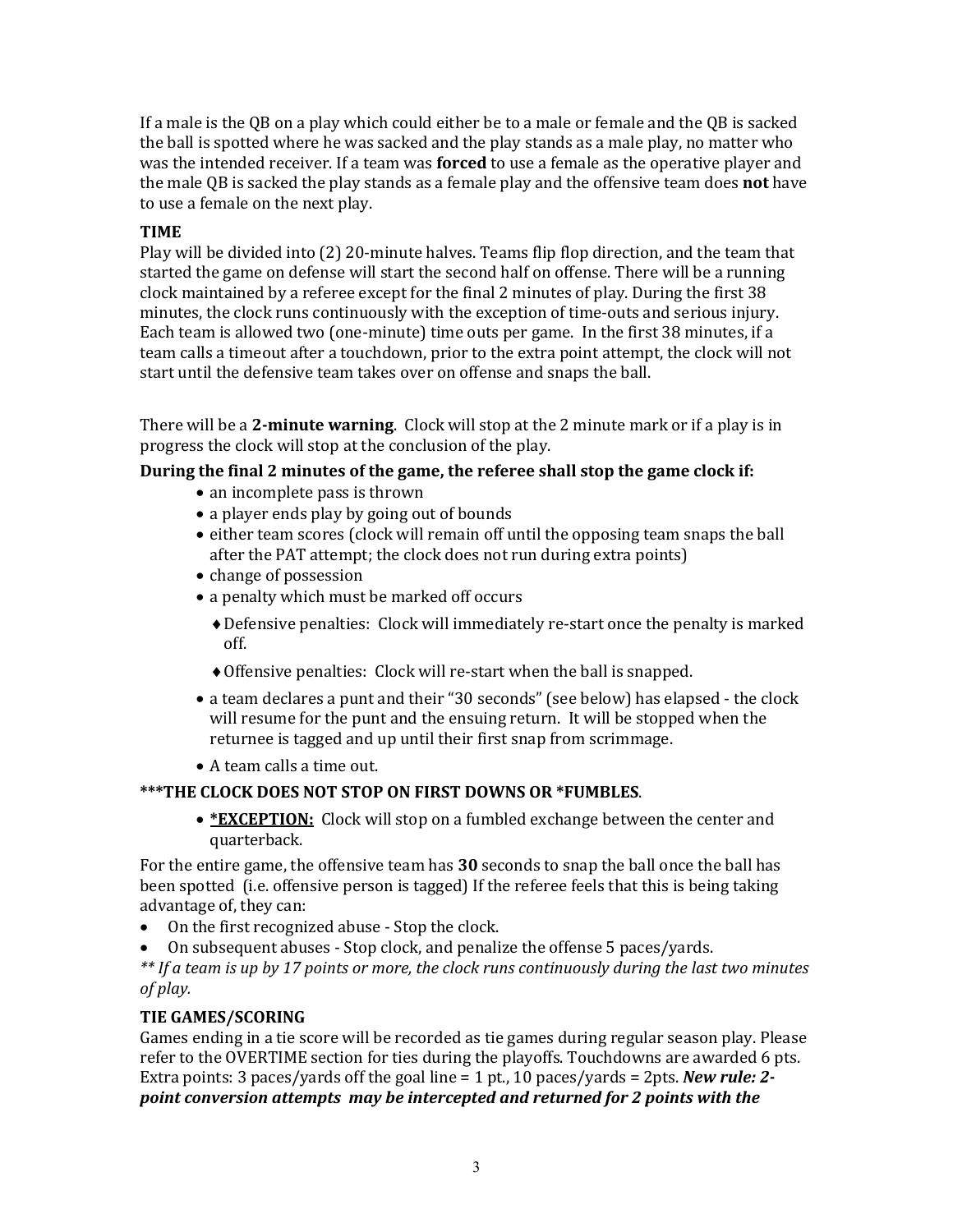If a male is the QB on a play which could either be to a male or female and the QB is sacked the ball is spotted where he was sacked and the play stands as a male play, no matter who was the intended receiver. If a team was **forced** to use a female as the operative player and the male QB is sacked the play stands as a female play and the offensive team does **not** have to use a female on the next play.

**TIME**

Play will be divided into (2) 20-minute halves. Teams flip flop direction, and the team that started the game on defense will start the second half on offense. There will be a running clock maintained by a referee except for the final 2 minutes of play. During the first 38 minutes, the clock runs continuously with the exception of time-outs and serious injury. Each team is allowed two (one-minute) time outs per game. In the first 38 minutes, if a team calls a timeout after a touchdown, prior to the extra point attempt, the clock will not start until the defensive team takes over on offense and snaps the ball.

There will be a **2-minute warning**. Clock will stop at the 2 minute mark or if a play is in progress the clock will stop at the conclusion of the play.

**During the final 2 minutes of the game, the referee shall stop the game clock if:**

- an incomplete pass is thrown
- a player ends play by going out of bounds
- either team scores (clock will remain off until the opposing team snaps the ball after the PAT attempt; the clock does not run during extra points)
- change of possession
- a penalty which must be marked off occurs
  - Defensive penalties: Clock will immediately re-start once the penalty is marked off.
  - Offensive penalties: Clock will re-start when the ball is snapped.
- a team declares a punt and their "30 seconds" (see below) has elapsed - the clock will resume for the punt and the ensuing return. It will be stopped when the returnee is tagged and up until their first snap from scrimmage.
- A team calls a time out.

**\*\*\*THE CLOCK DOES NOT STOP ON FIRST DOWNS OR \*FUMBLES**.

- **\*EXCEPTION:** Clock will stop on a fumbled exchange between the center and quarterback.

For the entire game, the offensive team has **30** seconds to snap the ball once the ball has been spotted (i.e. offensive person is tagged) If the referee feels that this is being taking advantage of, they can:

- On the first recognized abuse - Stop the clock.
- On subsequent abuses - Stop clock, and penalize the offense 5 paces/yards.

*\*\* If a team is up by 17 points or more, the clock runs continuously during the last two minutes of play.*

**TIE GAMES/SCORING**

Games ending in a tie score will be recorded as tie games during regular season play. Please refer to the OVERTIME section for ties during the playoffs. Touchdowns are awarded 6 pts. Extra points: 3 paces/yards off the goal line = 1 pt., 10 paces/yards = 2pts. ***New rule: 2-point conversion attempts may be intercepted and returned for 2 points with the***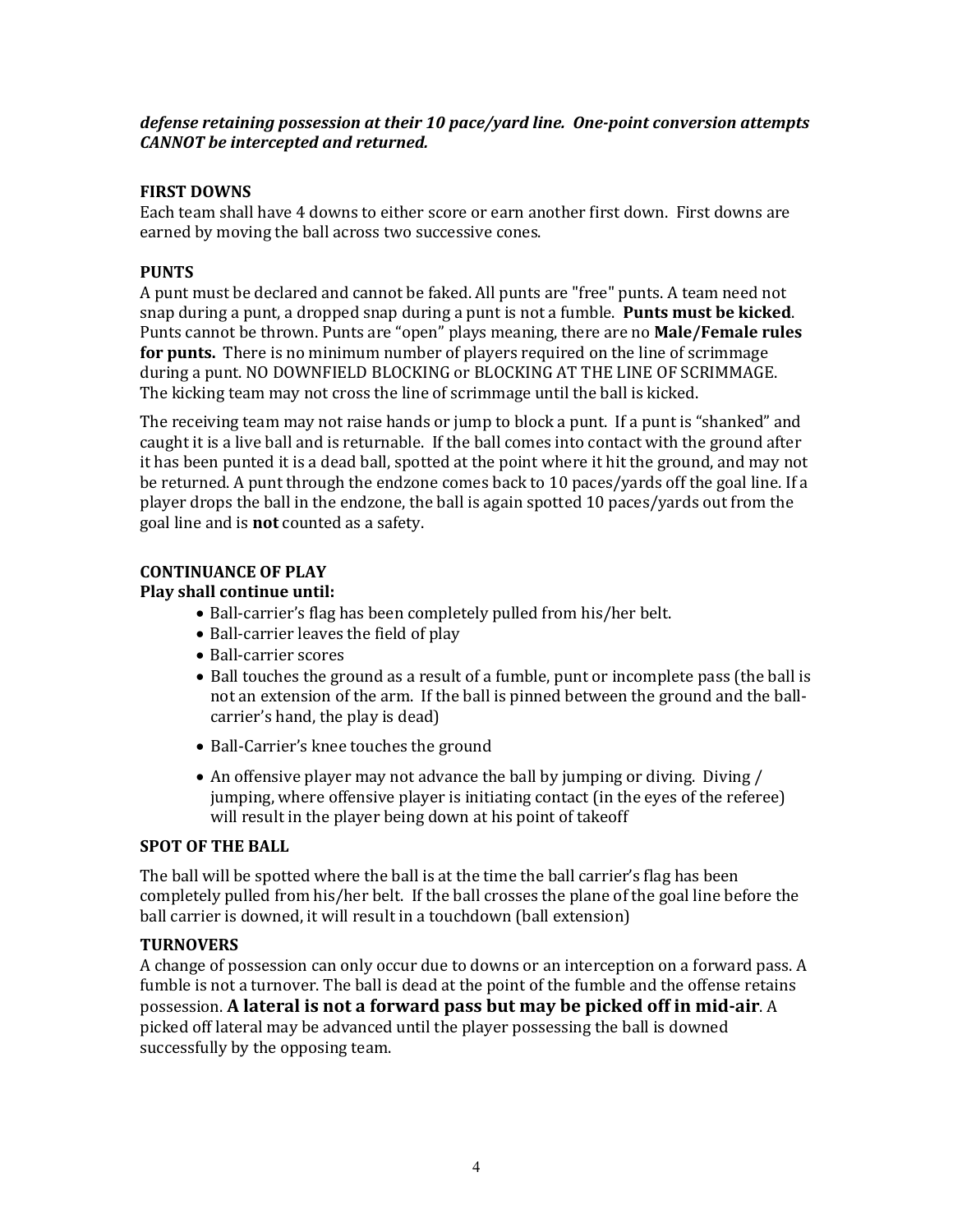***defense retaining possession at their 10 pace/yard line. One-point conversion attempts CANNOT be intercepted and returned.***

### FIRST DOWNS

Each team shall have 4 downs to either score or earn another first down. First downs are earned by moving the ball across two successive cones.

### PUNTS

A punt must be declared and cannot be faked. All punts are "free" punts. A team need not snap during a punt, a dropped snap during a punt is not a fumble. **Punts must be kicked**. Punts cannot be thrown. Punts are "open" plays meaning, there are no **Male/Female rules for punts.** There is no minimum number of players required on the line of scrimmage during a punt. NO DOWNFIELD BLOCKING or BLOCKING AT THE LINE OF SCRIMMAGE. The kicking team may not cross the line of scrimmage until the ball is kicked.

The receiving team may not raise hands or jump to block a punt. If a punt is "shanked" and caught it is a live ball and is returnable. If the ball comes into contact with the ground after it has been punted it is a dead ball, spotted at the point where it hit the ground, and may not be returned. A punt through the endzone comes back to 10 paces/yards off the goal line. If a player drops the ball in the endzone, the ball is again spotted 10 paces/yards out from the goal line and is **not** counted as a safety.

### CONTINUANCE OF PLAY

**Play shall continue until:**

- Ball-carrier's flag has been completely pulled from his/her belt.
- Ball-carrier leaves the field of play
- Ball-carrier scores
- Ball touches the ground as a result of a fumble, punt or incomplete pass (the ball is not an extension of the arm. If the ball is pinned between the ground and the ball-carrier's hand, the play is dead)
- Ball-Carrier's knee touches the ground
- An offensive player may not advance the ball by jumping or diving. Diving / jumping, where offensive player is initiating contact (in the eyes of the referee) will result in the player being down at his point of takeoff

### SPOT OF THE BALL

The ball will be spotted where the ball is at the time the ball carrier's flag has been completely pulled from his/her belt. If the ball crosses the plane of the goal line before the ball carrier is downed, it will result in a touchdown (ball extension)

### TURNOVERS

A change of possession can only occur due to downs or an interception on a forward pass. A fumble is not a turnover. The ball is dead at the point of the fumble and the offense retains possession. **A lateral is not a forward pass but may be picked off in mid-air**. A picked off lateral may be advanced until the player possessing the ball is downed successfully by the opposing team.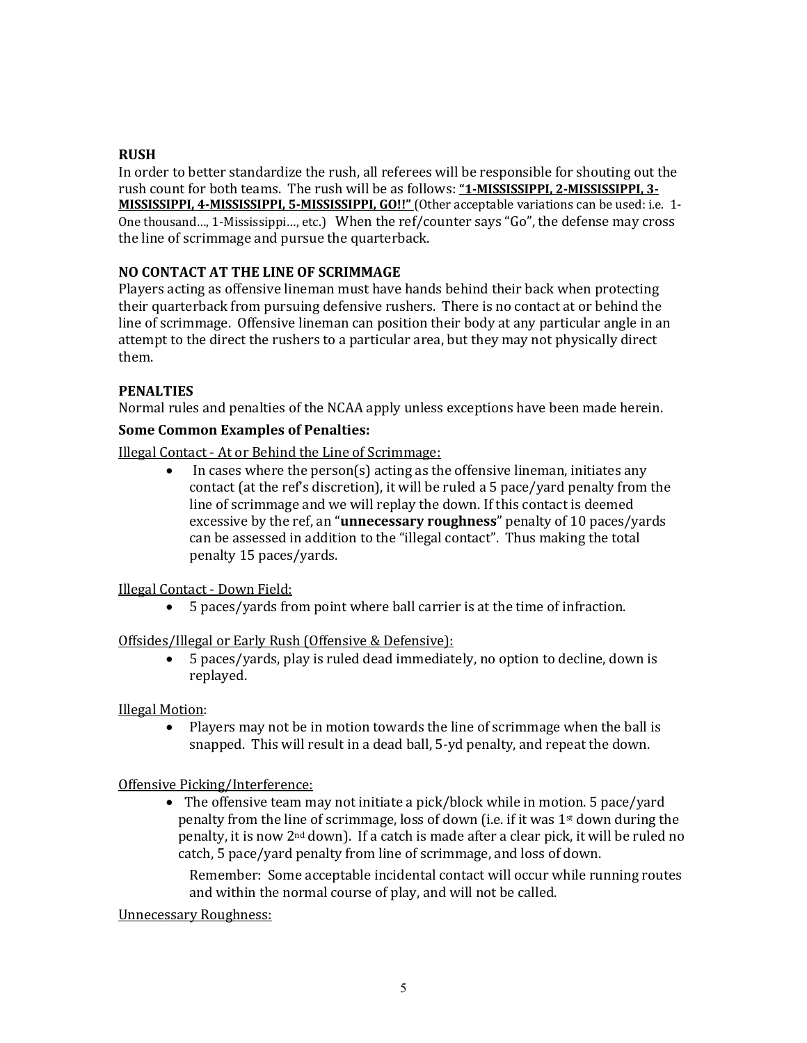### RUSH

In order to better standardize the rush, all referees will be responsible for shouting out the rush count for both teams. The rush will be as follows: **"1-MISSISSIPPI, 2-MISSISSIPPI, 3-MISSISSIPPI, 4-MISSISSIPPI, 5-MISSISSIPPI, GO!!"** (Other acceptable variations can be used: i.e. 1-One thousand…, 1-Mississippi…, etc.) When the ref/counter says "Go", the defense may cross the line of scrimmage and pursue the quarterback.

### NO CONTACT AT THE LINE OF SCRIMMAGE

Players acting as offensive lineman must have hands behind their back when protecting their quarterback from pursuing defensive rushers. There is no contact at or behind the line of scrimmage. Offensive lineman can position their body at any particular angle in an attempt to the direct the rushers to a particular area, but they may not physically direct them.

### PENALTIES

Normal rules and penalties of the NCAA apply unless exceptions have been made herein.

**Some Common Examples of Penalties:**

Illegal Contact - At or Behind the Line of Scrimmage:

- In cases where the person(s) acting as the offensive lineman, initiates any contact (at the ref's discretion), it will be ruled a 5 pace/yard penalty from the line of scrimmage and we will replay the down. If this contact is deemed excessive by the ref, an "**unnecessary roughness**" penalty of 10 paces/yards can be assessed in addition to the "illegal contact". Thus making the total penalty 15 paces/yards.

Illegal Contact - Down Field:

- 5 paces/yards from point where ball carrier is at the time of infraction.

Offsides/Illegal or Early Rush (Offensive & Defensive):

- 5 paces/yards, play is ruled dead immediately, no option to decline, down is replayed.

Illegal Motion:

- Players may not be in motion towards the line of scrimmage when the ball is snapped. This will result in a dead ball, 5-yd penalty, and repeat the down.

Offensive Picking/Interference:

- The offensive team may not initiate a pick/block while in motion. 5 pace/yard penalty from the line of scrimmage, loss of down (i.e. if it was 1st down during the penalty, it is now 2nd down). If a catch is made after a clear pick, it will be ruled no catch, 5 pace/yard penalty from line of scrimmage, and loss of down.

  Remember: Some acceptable incidental contact will occur while running routes and within the normal course of play, and will not be called.

Unnecessary Roughness: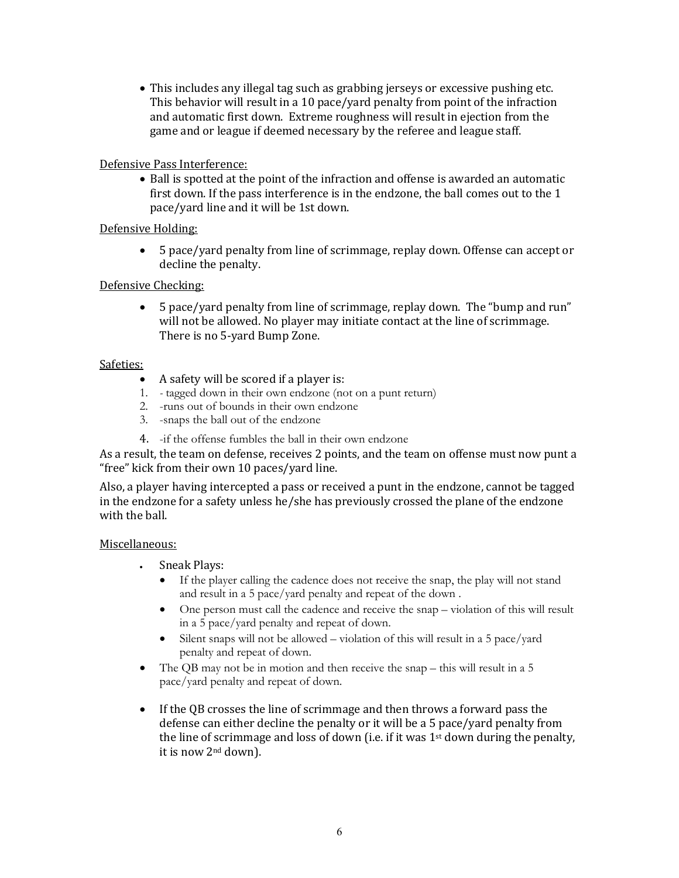- This includes any illegal tag such as grabbing jerseys or excessive pushing etc. This behavior will result in a 10 pace/yard penalty from point of the infraction and automatic first down. Extreme roughness will result in ejection from the game and or league if deemed necessary by the referee and league staff.

Defensive Pass Interference:

- Ball is spotted at the point of the infraction and offense is awarded an automatic first down. If the pass interference is in the endzone, the ball comes out to the 1 pace/yard line and it will be 1st down.

Defensive Holding:

- 5 pace/yard penalty from line of scrimmage, replay down. Offense can accept or decline the penalty.

Defensive Checking:

- 5 pace/yard penalty from line of scrimmage, replay down. The "bump and run" will not be allowed. No player may initiate contact at the line of scrimmage. There is no 5-yard Bump Zone.

Safeties:

- A safety will be scored if a player is:

1. - tagged down in their own endzone (not on a punt return)
2. -runs out of bounds in their own endzone
3. -snaps the ball out of the endzone
4. -if the offense fumbles the ball in their own endzone

As a result, the team on defense, receives 2 points, and the team on offense must now punt a "free" kick from their own 10 paces/yard line.

Also, a player having intercepted a pass or received a punt in the endzone, cannot be tagged in the endzone for a safety unless he/she has previously crossed the plane of the endzone with the ball.

Miscellaneous:

- Sneak Plays:
  - If the player calling the cadence does not receive the snap, the play will not stand and result in a 5 pace/yard penalty and repeat of the down .
  - One person must call the cadence and receive the snap – violation of this will result in a 5 pace/yard penalty and repeat of down.
  - Silent snaps will not be allowed – violation of this will result in a 5 pace/yard penalty and repeat of down.
- The QB may not be in motion and then receive the snap – this will result in a 5 pace/yard penalty and repeat of down.
- If the QB crosses the line of scrimmage and then throws a forward pass the defense can either decline the penalty or it will be a 5 pace/yard penalty from the line of scrimmage and loss of down (i.e. if it was 1st down during the penalty, it is now 2nd down).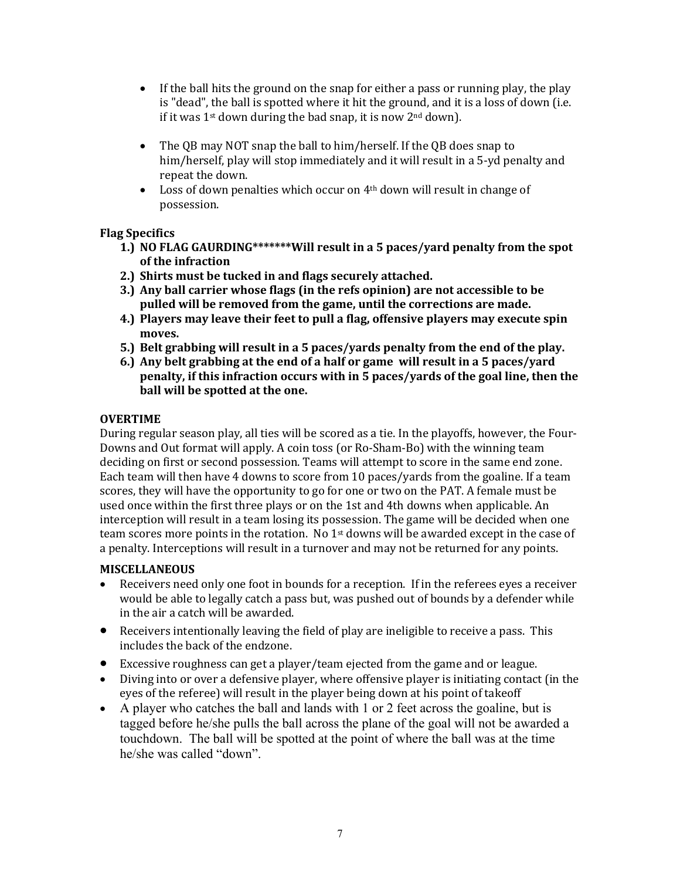- If the ball hits the ground on the snap for either a pass or running play, the play is "dead", the ball is spotted where it hit the ground, and it is a loss of down (i.e. if it was 1st down during the bad snap, it is now 2nd down).

- The QB may NOT snap the ball to him/herself. If the QB does snap to him/herself, play will stop immediately and it will result in a 5-yd penalty and repeat the down.
- Loss of down penalties which occur on 4th down will result in change of possession.

**Flag Specifics**

1.) **NO FLAG GAURDING*******Will result in a 5 paces/yard penalty from the spot of the infraction**
2.) **Shirts must be tucked in and flags securely attached.**
3.) **Any ball carrier whose flags (in the refs opinion) are not accessible to be pulled will be removed from the game, until the corrections are made.**
4.) **Players may leave their feet to pull a flag, offensive players may execute spin moves.**
5.) **Belt grabbing will result in a 5 paces/yards penalty from the end of the play.**
6.) **Any belt grabbing at the end of a half or game will result in a 5 paces/yard penalty, if this infraction occurs with in 5 paces/yards of the goal line, then the ball will be spotted at the one.**

**OVERTIME**

During regular season play, all ties will be scored as a tie. In the playoffs, however, the Four-Downs and Out format will apply. A coin toss (or Ro-Sham-Bo) with the winning team deciding on first or second possession. Teams will attempt to score in the same end zone. Each team will then have 4 downs to score from 10 paces/yards from the goaline. If a team scores, they will have the opportunity to go for one or two on the PAT. A female must be used once within the first three plays or on the 1st and 4th downs when applicable. An interception will result in a team losing its possession. The game will be decided when one team scores more points in the rotation. No 1st downs will be awarded except in the case of a penalty. Interceptions will result in a turnover and may not be returned for any points.

**MISCELLANEOUS**

- Receivers need only one foot in bounds for a reception. If in the referees eyes a receiver would be able to legally catch a pass but, was pushed out of bounds by a defender while in the air a catch will be awarded.
- Receivers intentionally leaving the field of play are ineligible to receive a pass. This includes the back of the endzone.
- Excessive roughness can get a player/team ejected from the game and or league.
- Diving into or over a defensive player, where offensive player is initiating contact (in the eyes of the referee) will result in the player being down at his point of takeoff
- A player who catches the ball and lands with 1 or 2 feet across the goaline, but is tagged before he/she pulls the ball across the plane of the goal will not be awarded a touchdown. The ball will be spotted at the point of where the ball was at the time he/she was called "down".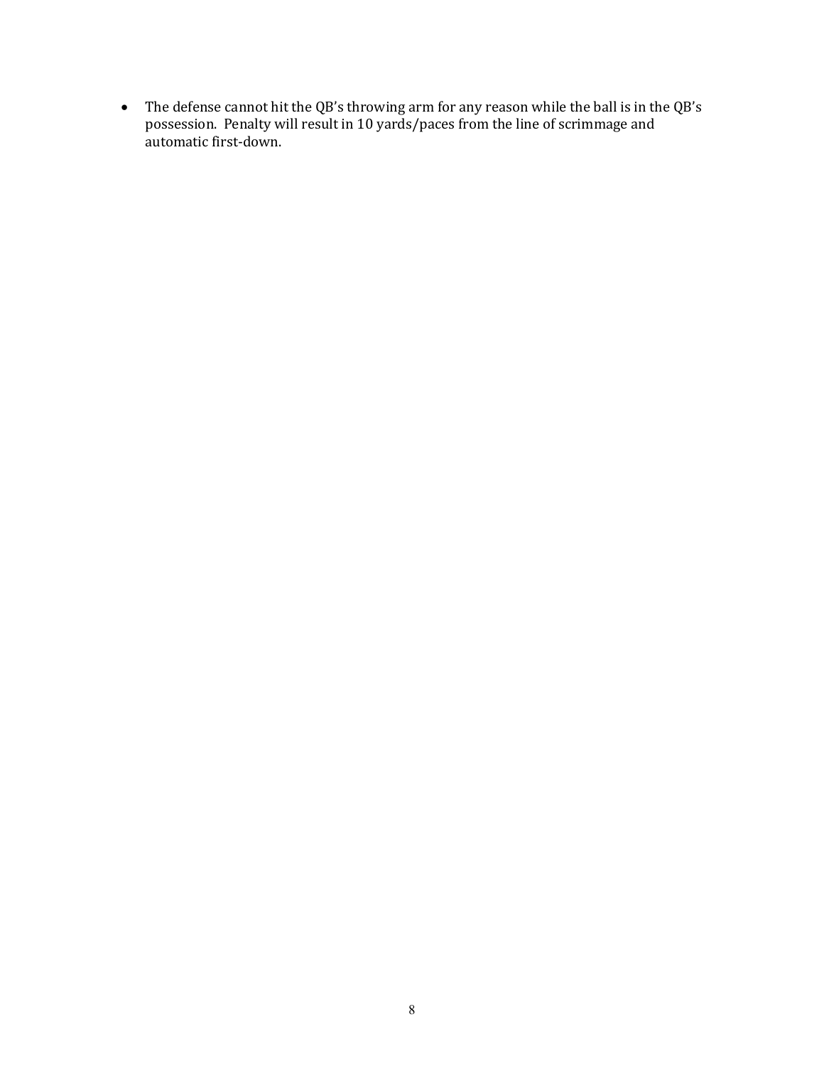- The defense cannot hit the QB's throwing arm for any reason while the ball is in the QB's possession. Penalty will result in 10 yards/paces from the line of scrimmage and automatic first-down.